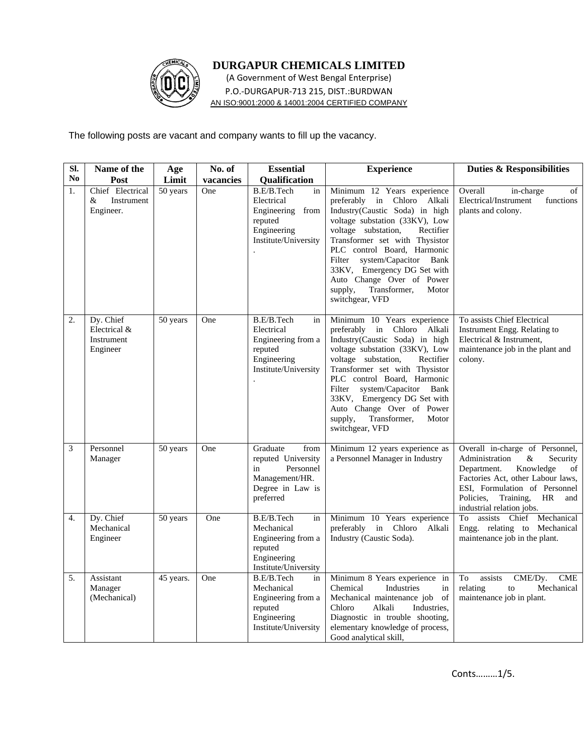# DURGAPUR CHEMICALS LIMITED

(A Government of West Bengal Enterprise)

P.O.-DURGAPUR-713 215, DIST.:BURDWAN

AN ISO:9001:2000 & 14001:2004 CERTIFIED COMPANY

The following posts are vacant and company wants to fill up the vacancy.

| Sl. No | Name of the Post | Age Limit | No. of vacancies | Essential Qualification | Experience | Duties & Responsibilities |
|---|---|---|---|---|---|---|
| 1. | Chief Electrical & Instrument Engineer. | 50 years | One | B.E/B.Tech in Electrical Engineering from reputed Engineering Institute/University. | Minimum 12 Years experience preferably in Chloro Alkali Industry(Caustic Soda) in high voltage substation (33KV), Low voltage substation, Rectifier Transformer set with Thysistor PLC control Board, Harmonic Filter system/Capacitor Bank 33KV, Emergency DG Set with Auto Change Over of Power supply, Transformer, Motor switchgear, VFD | Overall in-charge of Electrical/Instrument functions plants and colony. |
| 2. | Dy. Chief Electrical & Instrument Engineer | 50 years | One | B.E/B.Tech in Electrical Engineering from a reputed Engineering Institute/University. | Minimum 10 Years experience preferably in Chloro Alkali Industry(Caustic Soda) in high voltage substation (33KV), Low voltage substation, Rectifier Transformer set with Thysistor PLC control Board, Harmonic Filter system/Capacitor Bank 33KV, Emergency DG Set with Auto Change Over of Power supply, Transformer, Motor switchgear, VFD | To assists Chief Electrical Instrument Engg. Relating to Electrical & Instrument, maintenance job in the plant and colony. |
| 3 | Personnel Manager | 50 years | One | Graduate from reputed University in Personnel Management/HR. Degree in Law is preferred | Minimum 12 years experience as a Personnel Manager in Industry | Overall in-charge of Personnel, Administration & Security Department. Knowledge of Factories Act, other Labour laws, ESI, Formulation of Personnel Policies, Training, HR and industrial relation jobs. |
| 4. | Dy. Chief Mechanical Engineer | 50 years | One | B.E/B.Tech in Mechanical Engineering from a reputed Engineering Institute/University | Minimum 10 Years experience preferably in Chloro Alkali Industry (Caustic Soda). | To assists Chief Mechanical Engg. relating to Mechanical maintenance job in the plant. |
| 5. | Assistant Manager (Mechanical) | 45 years. | One | B.E/B.Tech in Mechanical Engineering from a reputed Engineering Institute/University | Minimum 8 Years experience in Chemical Industries in Mechanical maintenance job of Chloro Alkali Industries, Diagnostic in trouble shooting, elementary knowledge of process, Good analytical skill, | To assists CME/Dy. CME relating to Mechanical maintenance job in plant. |

Conts………1/5.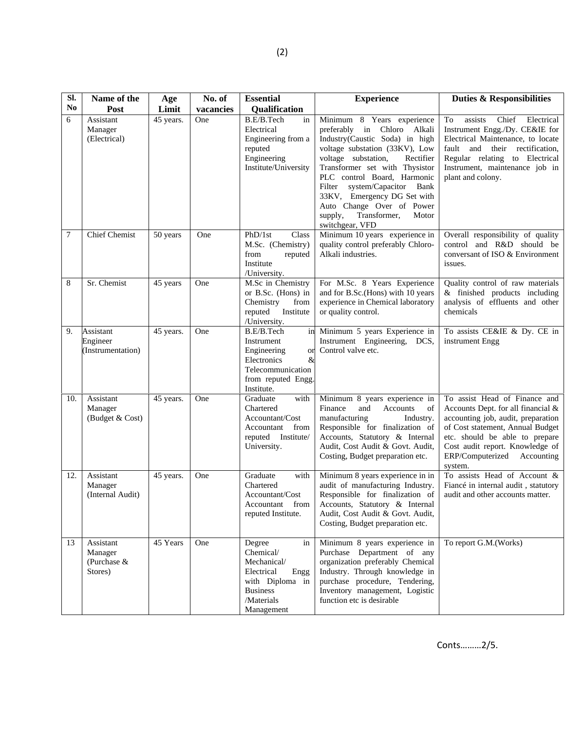| Sl. No | Name of the Post | Age Limit | No. of vacancies | Essential Qualification | Experience | Duties & Responsibilities |
|---|---|---|---|---|---|---|
| 6 | Assistant Manager (Electrical) | 45 years. | One | B.E/B.Tech in Electrical Engineering from a reputed Engineering Institute/University | Minimum 8 Years experience preferably in Chloro Alkali Industry(Caustic Soda) in high voltage substation (33KV), Low voltage substation, Rectifier Transformer set with Thysistor PLC control Board, Harmonic Filter system/Capacitor Bank 33KV, Emergency DG Set with Auto Change Over of Power supply, Transformer, Motor switchgear, VFD | To assists Chief Electrical Instrument Engg./Dy. CE&IE for Electrical Maintenance, to locate fault and their rectification, Regular relating to Electrical Instrument, maintenance job in plant and colony. |
| 7 | Chief Chemist | 50 years | One | PhD/1st Class M.Sc. (Chemistry) from reputed Institute /University. | Minimum 10 years experience in quality control preferably Chloro-Alkali industries. | Overall responsibility of quality control and R&D should be conversant of ISO & Environment issues. |
| 8 | Sr. Chemist | 45 years | One | M.Sc in Chemistry or B.Sc. (Hons) in Chemistry from reputed Institute /University. | For M.Sc. 8 Years Experience and for B.Sc.(Hons) with 10 years experience in Chemical laboratory or quality control. | Quality control of raw materials & finished products including analysis of effluents and other chemicals |
| 9. | Assistant Engineer (Instrumentation) | 45 years. | One | B.E/B.Tech in Instrument Engineering or Electronics & Telecommunication from reputed Engg. Institute. | Minimum 5 years Experience in Instrument Engineering, DCS, Control valve etc. | To assists CE&IE & Dy. CE in instrument Engg |
| 10. | Assistant Manager (Budget & Cost) | 45 years. | One | Graduate with Chartered Accountant/Cost Accountant from reputed Institute/ University. | Minimum 8 years experience in Finance and Accounts of manufacturing Industry. Responsible for finalization of Accounts, Statutory & Internal Audit, Cost Audit & Govt. Audit, Costing, Budget preparation etc. | To assist Head of Finance and Accounts Dept. for all financial & accounting job, audit, preparation of Cost statement, Annual Budget etc. should be able to prepare Cost audit report. Knowledge of ERP/Computerized Accounting system. |
| 12. | Assistant Manager (Internal Audit) | 45 years. | One | Graduate with Chartered Accountant/Cost Accountant from reputed Institute. | Minimum 8 years experience in in audit of manufacturing Industry. Responsible for finalization of Accounts, Statutory & Internal Audit, Cost Audit & Govt. Audit, Costing, Budget preparation etc. | To assists Head of Account & Fiancé in internal audit , statutory audit and other accounts matter. |
| 13 | Assistant Manager (Purchase & Stores) | 45 Years | One | Degree in Chemical/ Mechanical/ Electrical Engg with Diploma in Business /Materials Management | Minimum 8 years experience in Purchase Department of any organization preferably Chemical Industry. Through knowledge in purchase procedure, Tendering, Inventory management, Logistic function etc is desirable | To report G.M.(Works) |

Conts………2/5.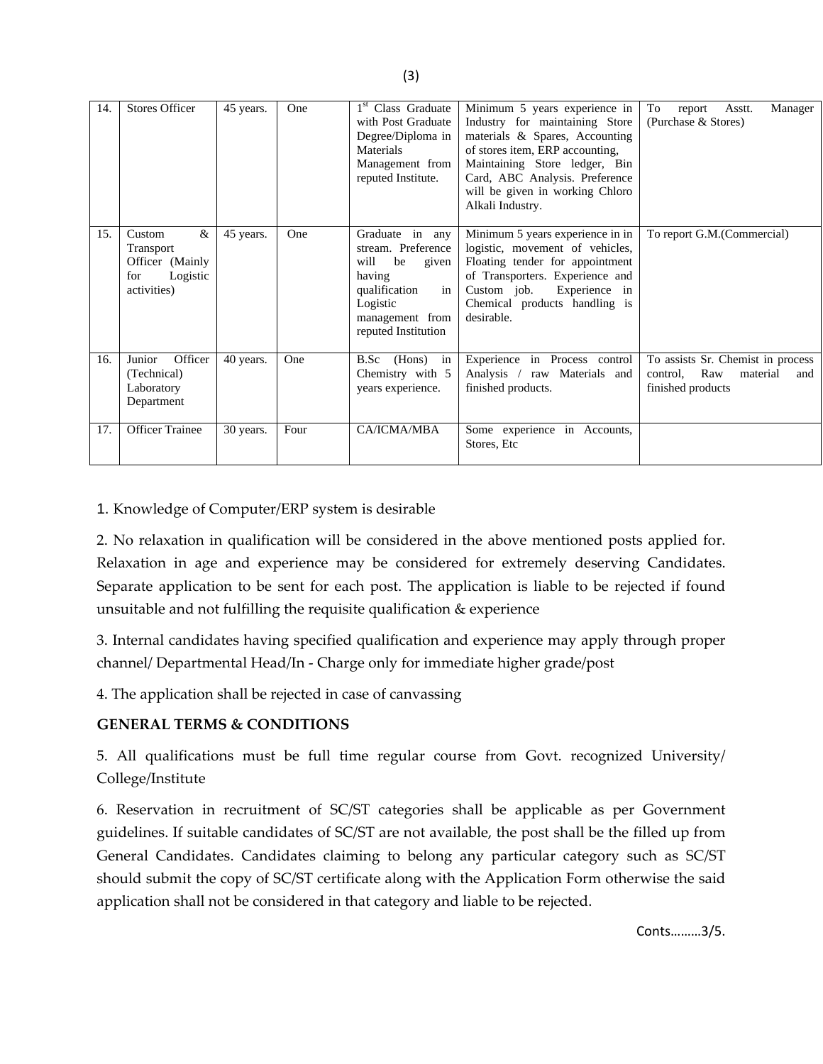| 14. | Stores Officer | 45 years. | One | 1st Class Graduate with Post Graduate Degree/Diploma in Materials Management from reputed Institute. | Minimum 5 years experience in Industry for maintaining Store materials & Spares, Accounting of stores item, ERP accounting, Maintaining Store ledger, Bin Card, ABC Analysis. Preference will be given in working Chloro Alkali Industry. | To report Asstt. Manager (Purchase & Stores) |
|---|---|---|---|---|---|---|
| 15. | Custom & Transport Officer (Mainly for Logistic activities) | 45 years. | One | Graduate in any stream. Preference will be given having qualification in Logistic management from reputed Institution | Minimum 5 years experience in in logistic, movement of vehicles, Floating tender for appointment of Transporters. Experience and Custom job. Experience in Chemical products handling is desirable. | To report G.M.(Commercial) |
| 16. | Junior Officer (Technical) Laboratory Department | 40 years. | One | B.Sc (Hons) in Chemistry with 5 years experience. | Experience in Process control Analysis / raw Materials and finished products. | To assists Sr. Chemist in process control, Raw material and finished products |
| 17. | Officer Trainee | 30 years. | Four | CA/ICMA/MBA | Some experience in Accounts, Stores, Etc | |

1. Knowledge of Computer/ERP system is desirable

2. No relaxation in qualification will be considered in the above mentioned posts applied for. Relaxation in age and experience may be considered for extremely deserving Candidates. Separate application to be sent for each post. The application is liable to be rejected if found unsuitable and not fulfilling the requisite qualification & experience

3. Internal candidates having specified qualification and experience may apply through proper channel/ Departmental Head/In - Charge only for immediate higher grade/post

4. The application shall be rejected in case of canvassing

**GENERAL TERMS & CONDITIONS**

5. All qualifications must be full time regular course from Govt. recognized University/ College/Institute

6. Reservation in recruitment of SC/ST categories shall be applicable as per Government guidelines. If suitable candidates of SC/ST are not available, the post shall be the filled up from General Candidates. Candidates claiming to belong any particular category such as SC/ST should submit the copy of SC/ST certificate along with the Application Form otherwise the said application shall not be considered in that category and liable to be rejected.

Conts………3/5.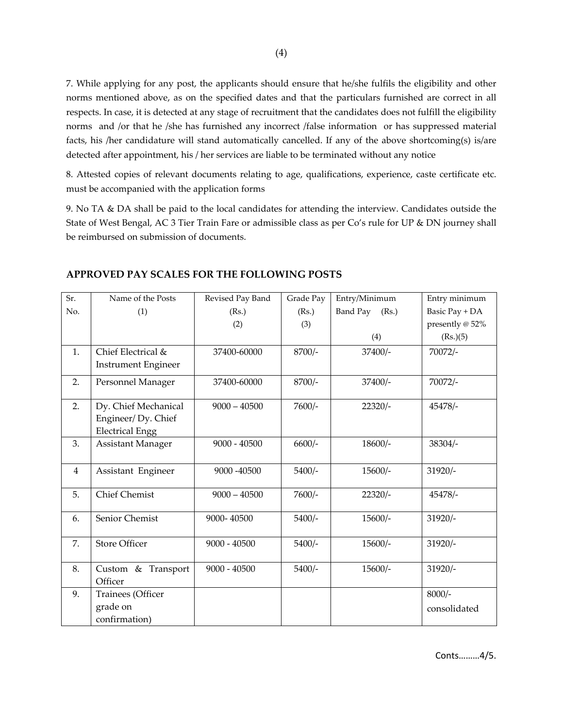7. While applying for any post, the applicants should ensure that he/she fulfils the eligibility and other norms mentioned above, as on the specified dates and that the particulars furnished are correct in all respects. In case, it is detected at any stage of recruitment that the candidates does not fulfill the eligibility norms and /or that he /she has furnished any incorrect /false information or has suppressed material facts, his /her candidature will stand automatically cancelled. If any of the above shortcoming(s) is/are detected after appointment, his / her services are liable to be terminated without any notice

8. Attested copies of relevant documents relating to age, qualifications, experience, caste certificate etc. must be accompanied with the application forms

9. No TA & DA shall be paid to the local candidates for attending the interview. Candidates outside the State of West Bengal, AC 3 Tier Train Fare or admissible class as per Co's rule for UP & DN journey shall be reimbursed on submission of documents.

**APPROVED PAY SCALES FOR THE FOLLOWING POSTS**

| Sr. No. | Name of the Posts (1) | Revised Pay Band (Rs.) (2) | Grade Pay (Rs.) (3) | Entry/Minimum Band Pay (Rs.) (4) | Entry minimum Basic Pay + DA presently @ 52% (Rs.)(5) |
|---|---|---|---|---|---|
| 1. | Chief Electrical & Instrument Engineer | 37400-60000 | 8700/- | 37400/- | 70072/- |
| 2. | Personnel Manager | 37400-60000 | 8700/- | 37400/- | 70072/- |
| 2. | Dy. Chief Mechanical Engineer/ Dy. Chief Electrical Engg | 9000 – 40500 | 7600/- | 22320/- | 45478/- |
| 3. | Assistant Manager | 9000 - 40500 | 6600/- | 18600/- | 38304/- |
| 4 | Assistant Engineer | 9000 -40500 | 5400/- | 15600/- | 31920/- |
| 5. | Chief Chemist | 9000 – 40500 | 7600/- | 22320/- | 45478/- |
| 6. | Senior Chemist | 9000- 40500 | 5400/- | 15600/- | 31920/- |
| 7. | Store Officer | 9000 - 40500 | 5400/- | 15600/- | 31920/- |
| 8. | Custom & Transport Officer | 9000 - 40500 | 5400/- | 15600/- | 31920/- |
| 9. | Trainees (Officer grade on confirmation) | | | | 8000/- consolidated |

Conts………4/5.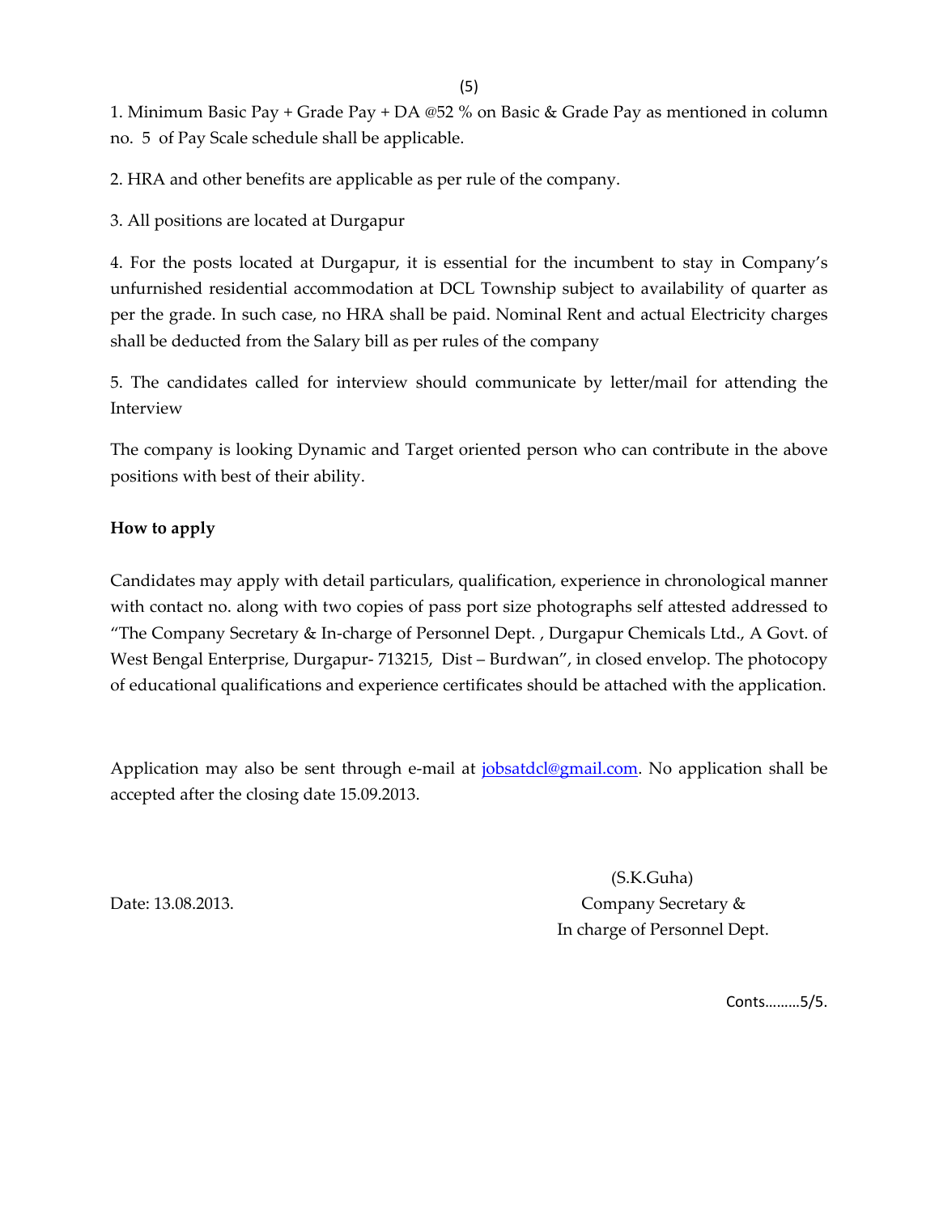1. Minimum Basic Pay + Grade Pay + DA @52 % on Basic & Grade Pay as mentioned in column no. 5 of Pay Scale schedule shall be applicable.

2. HRA and other benefits are applicable as per rule of the company.

3. All positions are located at Durgapur

4. For the posts located at Durgapur, it is essential for the incumbent to stay in Company's unfurnished residential accommodation at DCL Township subject to availability of quarter as per the grade. In such case, no HRA shall be paid. Nominal Rent and actual Electricity charges shall be deducted from the Salary bill as per rules of the company

5. The candidates called for interview should communicate by letter/mail for attending the Interview

The company is looking Dynamic and Target oriented person who can contribute in the above positions with best of their ability.

**How to apply**

Candidates may apply with detail particulars, qualification, experience in chronological manner with contact no. along with two copies of pass port size photographs self attested addressed to "The Company Secretary & In-charge of Personnel Dept. , Durgapur Chemicals Ltd., A Govt. of West Bengal Enterprise, Durgapur- 713215, Dist – Burdwan", in closed envelop. The photocopy of educational qualifications and experience certificates should be attached with the application.

Application may also be sent through e-mail at jobsatdcl@gmail.com. No application shall be accepted after the closing date 15.09.2013.

(S.K.Guha)
Company Secretary &
In charge of Personnel Dept.

Date: 13.08.2013.

Conts………5/5.